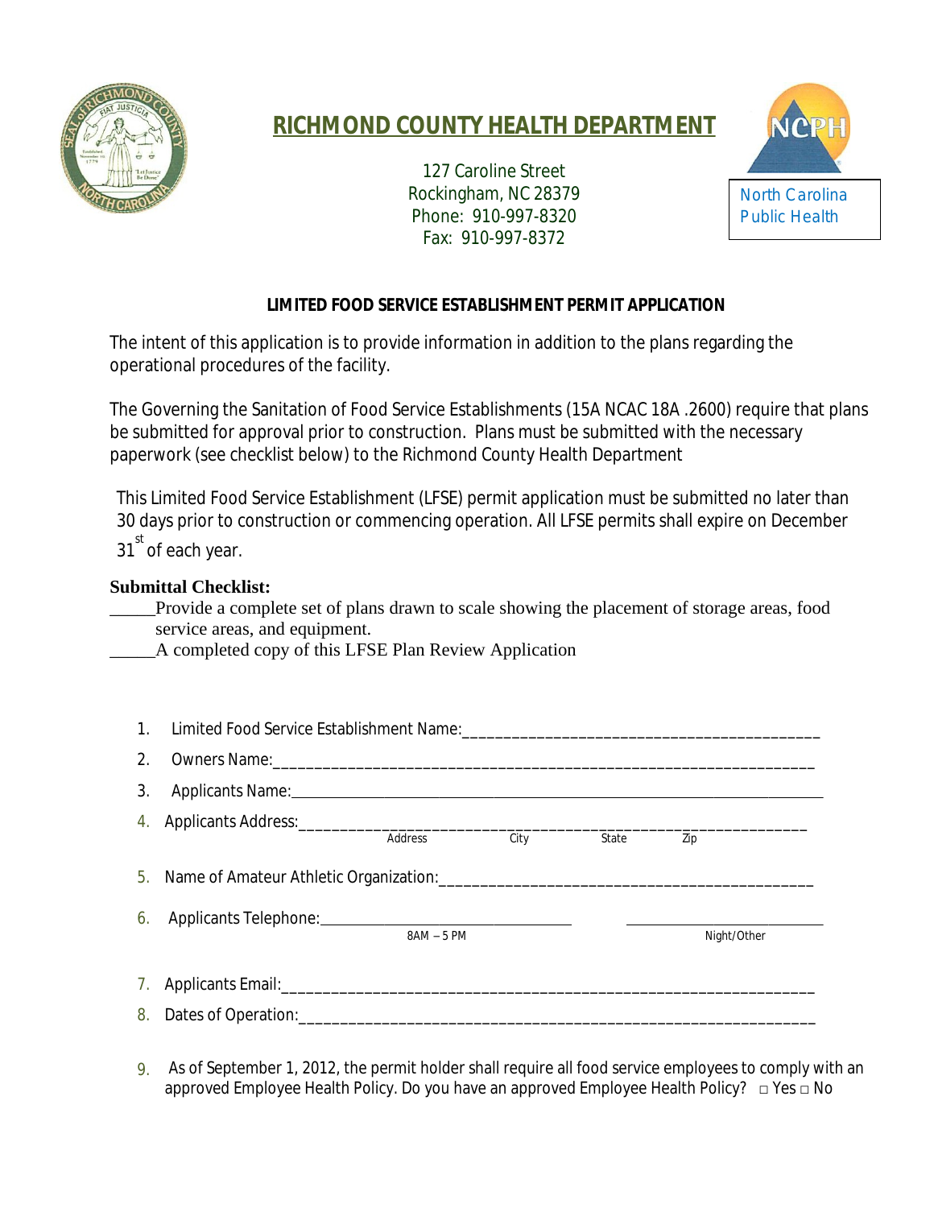# RICHMOND COUNTY HEALTH DEPARTMENT

127 Caroline Street
Rockingham, NC 28379
Phone: 910-997-8320
Fax: 910-997-8372

North Carolina Public Health

## LIMITED FOOD SERVICE ESTABLISHMENT PERMIT APPLICATION

The intent of this application is to provide information in addition to the plans regarding the operational procedures of the facility.

The Governing the Sanitation of Food Service Establishments (15A NCAC 18A .2600) require that plans be submitted for approval prior to construction. Plans must be submitted with the necessary paperwork (see checklist below) to the Richmond County Health Department

This Limited Food Service Establishment (LFSE) permit application must be submitted no later than 30 days prior to construction or commencing operation. All LFSE permits shall expire on December 31st of each year.

**Submittal Checklist:**

_____Provide a complete set of plans drawn to scale showing the placement of storage areas, food service areas, and equipment.

_____A completed copy of this LFSE Plan Review Application

1. Limited Food Service Establishment Name:___________________________________________
2. Owners Name:_____________________________________________________________________
3. Applicants Name:___________________________________________________________________
4. Applicants Address:_________________________________________________________________
   Address  City  State  Zip
5. Name of Amateur Athletic Organization:____________________________________________
6. Applicants Telephone:_______________________________  _________________________
   8AM – 5 PM  Night/Other
7. Applicants Email:__________________________________________________________________
8. Dates of Operation:_________________________________________________________________
9. As of September 1, 2012, the permit holder shall require all food service employees to comply with an approved Employee Health Policy. Do you have an approved Employee Health Policy? □ Yes □ No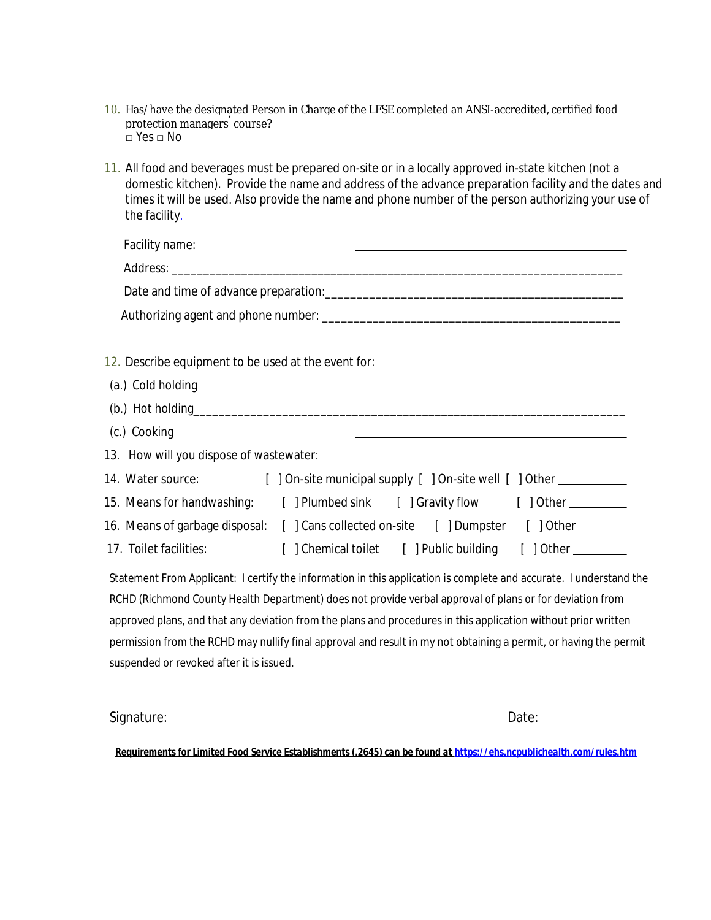10. Has/have the designated Person in Charge of the LFSE completed an ANSI-accredited, certified food protection managers' course?
   □ Yes □ No

11. All food and beverages must be prepared on-site or in a locally approved in-state kitchen (not a domestic kitchen). Provide the name and address of the advance preparation facility and the dates and times it will be used. Also provide the name and phone number of the person authorizing your use of the facility.

   Facility name: ______________________________________________

   Address: ___________________________________________________________________________

   Date and time of advance preparation: ______________________________________________

   Authorizing agent and phone number: ______________________________________________

12. Describe equipment to be used at the event for:

   (a.) Cold holding ______________________________________________

   (b.) Hot holding ______________________________________________________________________

   (c.) Cooking ______________________________________________

13. How will you dispose of wastewater: ______________________________________________

14. Water source: [ ] On-site municipal supply [ ] On-site well [ ] Other ____________

15. Means for handwashing: [ ] Plumbed sink [ ] Gravity flow [ ] Other __________

16. Means of garbage disposal: [ ] Cans collected on-site [ ] Dumpster [ ] Other ________

17. Toilet facilities: [ ] Chemical toilet [ ] Public building [ ] Other _________

Statement From Applicant: I certify the information in this application is complete and accurate. I understand the RCHD (Richmond County Health Department) does not provide verbal approval of plans or for deviation from approved plans, and that any deviation from the plans and procedures in this application without prior written permission from the RCHD may nullify final approval and result in my not obtaining a permit, or having the permit suspended or revoked after it is issued.

Signature: ________________________________________________________ Date: ______________

***Requirements for Limited Food Service Establishments (.2645) can be found at https://ehs.ncpublichealth.com/rules.htm***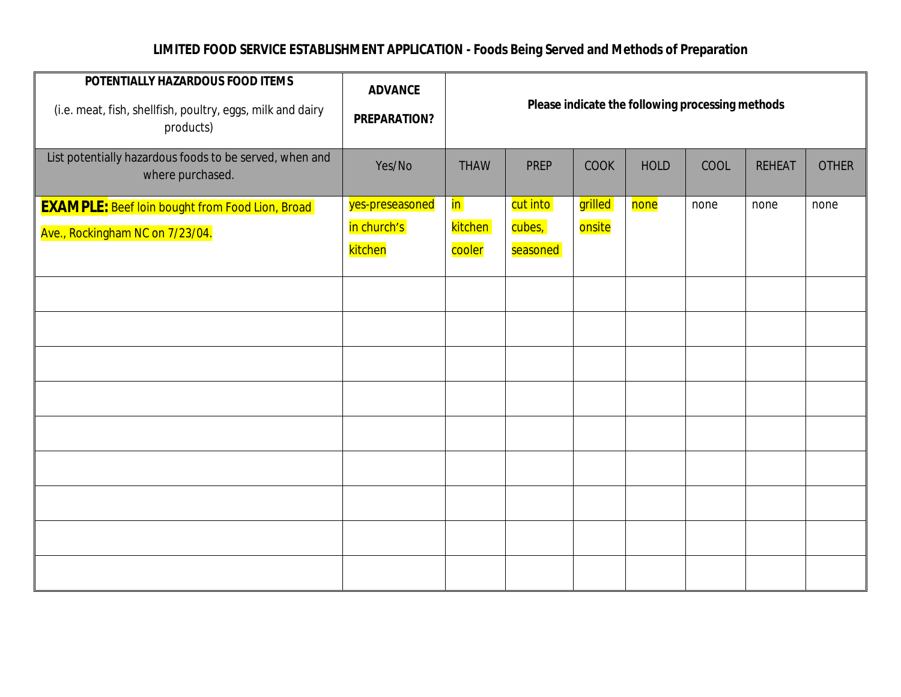## LIMITED FOOD SERVICE ESTABLISHMENT APPLICATION - Foods Being Served and Methods of Preparation

| **POTENTIALLY HAZARDOUS FOOD ITEMS** (i.e. meat, fish, shellfish, poultry, eggs, milk and dairy products) | **ADVANCE PREPARATION?** | **Please indicate the following processing methods** | | | | | | |
|---|---|---|---|---|---|---|---|---|
| List potentially hazardous foods to be served, when and where purchased. | Yes/No | THAW | PREP | COOK | HOLD | COOL | REHEAT | OTHER |
| **EXAMPLE:** Beef loin bought from Food Lion, Broad Ave., Rockingham NC on 7/23/04. | yes-preseasoned in church's kitchen | in kitchen cooler | cut into cubes, seasoned | grilled onsite | none | none | none | none |
| | | | | | | | | |
| | | | | | | | | |
| | | | | | | | | |
| | | | | | | | | |
| | | | | | | | | |
| | | | | | | | | |
| | | | | | | | | |
| | | | | | | | | |
| | | | | | | | | |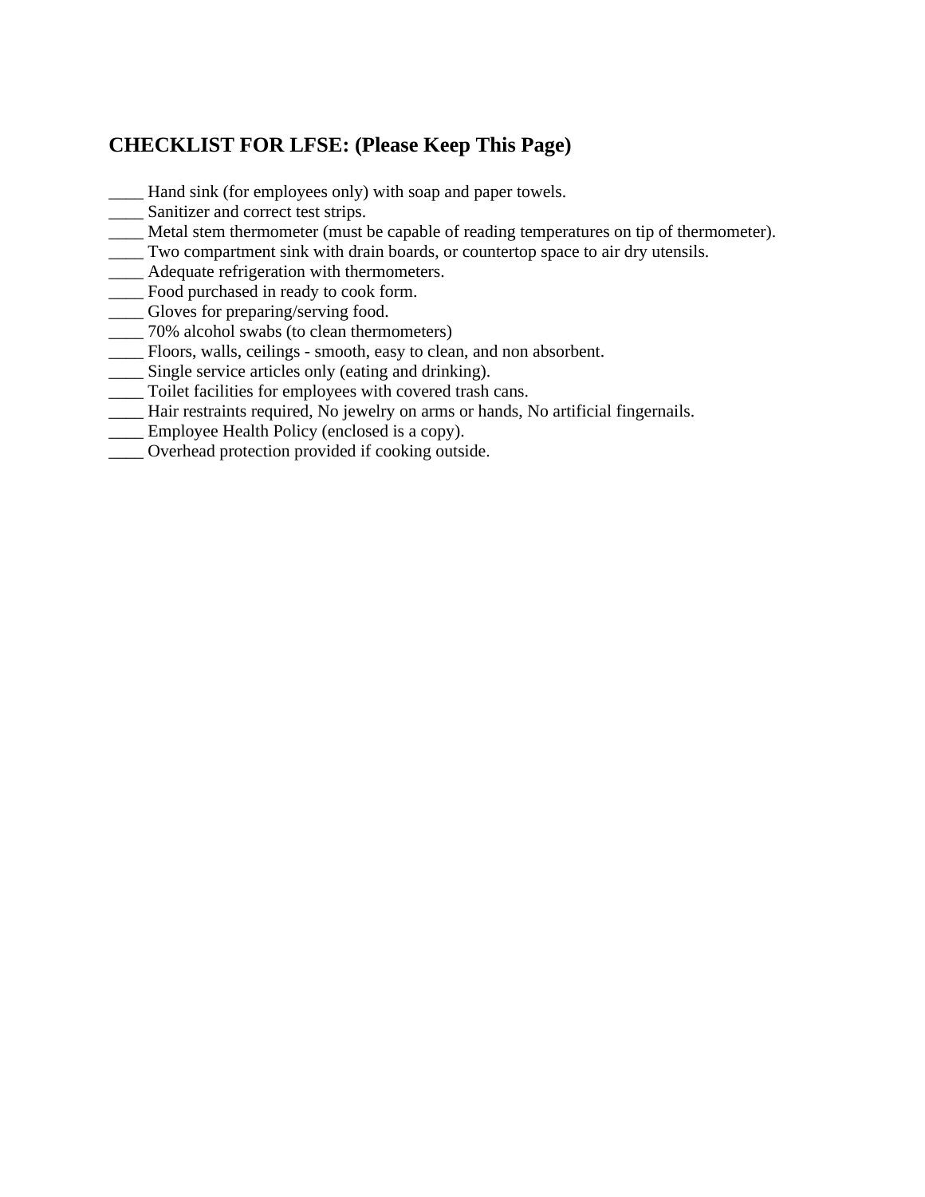## CHECKLIST FOR LFSE: (Please Keep This Page)

____ Hand sink (for employees only) with soap and paper towels.
____ Sanitizer and correct test strips.
____ Metal stem thermometer (must be capable of reading temperatures on tip of thermometer).
____ Two compartment sink with drain boards, or countertop space to air dry utensils.
____ Adequate refrigeration with thermometers.
____ Food purchased in ready to cook form.
____ Gloves for preparing/serving food.
____ 70% alcohol swabs (to clean thermometers)
____ Floors, walls, ceilings - smooth, easy to clean, and non absorbent.
____ Single service articles only (eating and drinking).
____ Toilet facilities for employees with covered trash cans.
____ Hair restraints required, No jewelry on arms or hands, No artificial fingernails.
____ Employee Health Policy (enclosed is a copy).
____ Overhead protection provided if cooking outside.